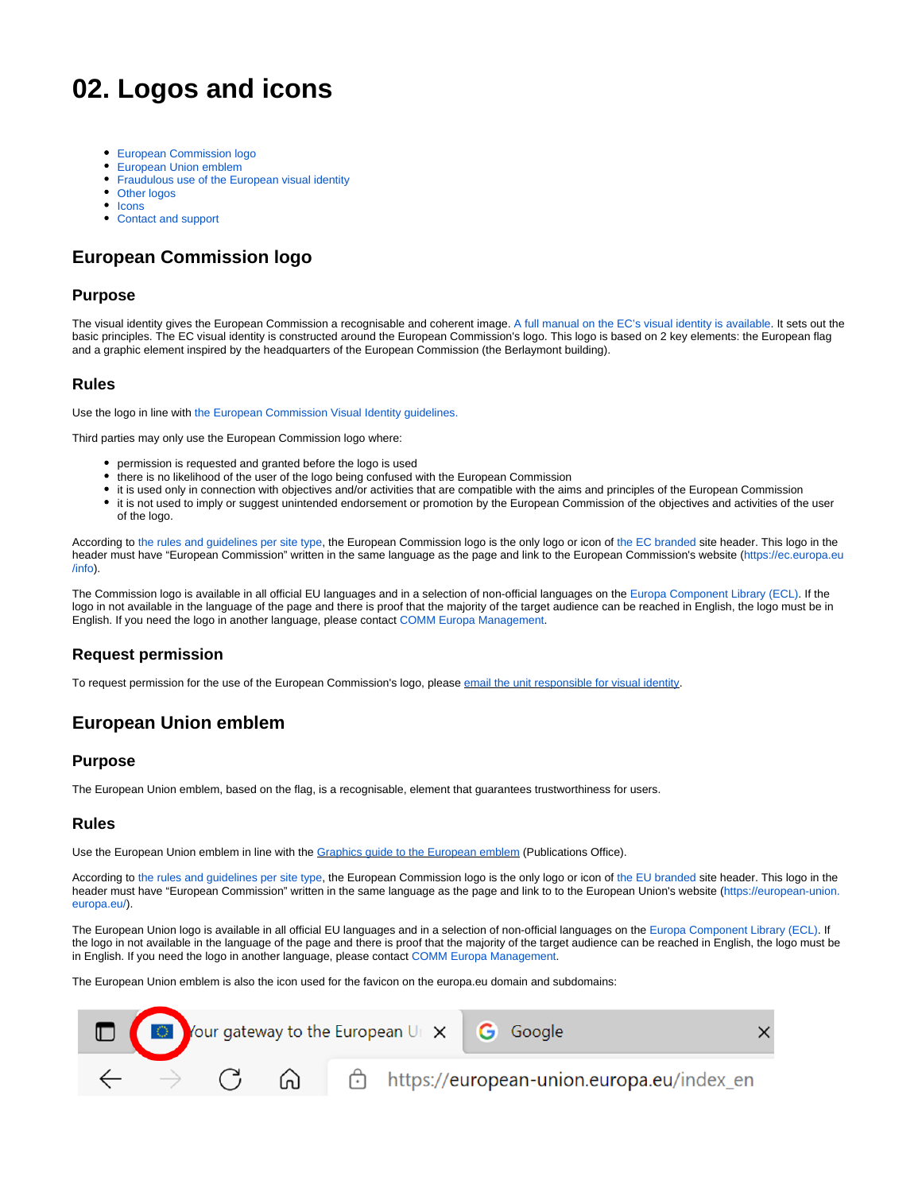# 02. Logos and icons

- European Commission logo
- European Union emblem
- Fraudulous use of the European visual identity
- Other logos
- Icons
- Contact and support

## European Commission logo

### Purpose

The visual identity gives the European Commission a recognisable and coherent image. A full manual on the EC's visual identity is available. It sets out the basic principles. The EC visual identity is constructed around the European Commission's logo. This logo is based on 2 key elements: the European flag and a graphic element inspired by the headquarters of the European Commission (the Berlaymont building).

### Rules

Use the logo in line with the European Commission Visual Identity guidelines.

Third parties may only use the European Commission logo where:

- permission is requested and granted before the logo is used
- there is no likelihood of the user of the logo being confused with the European Commission
- it is used only in connection with objectives and/or activities that are compatible with the aims and principles of the European Commission
- it is not used to imply or suggest unintended endorsement or promotion by the European Commission of the objectives and activities of the user of the logo.

According to the rules and guidelines per site type, the European Commission logo is the only logo or icon of the EC branded site header. This logo in the header must have "European Commission" written in the same language as the page and link to the European Commission's website (https://ec.europa.eu/info).

The Commission logo is available in all official EU languages and in a selection of non-official languages on the Europa Component Library (ECL). If the logo in not available in the language of the page and there is proof that the majority of the target audience can be reached in English, the logo must be in English. If you need the logo in another language, please contact COMM Europa Management.

### Request permission

To request permission for the use of the European Commission's logo, please email the unit responsible for visual identity.

## European Union emblem

### Purpose

The European Union emblem, based on the flag, is a recognisable, element that guarantees trustworthiness for users.

### Rules

Use the European Union emblem in line with the Graphics guide to the European emblem (Publications Office).

According to the rules and guidelines per site type, the European Commission logo is the only logo or icon of the EU branded site header. This logo in the header must have "European Commission" written in the same language as the page and link to to the European Union's website (https://european-union.europa.eu/).

The European Union logo is available in all official EU languages and in a selection of non-official languages on the Europa Component Library (ECL). If the logo in not available in the language of the page and there is proof that the majority of the target audience can be reached in English, the logo must be in English. If you need the logo in another language, please contact COMM Europa Management.

The European Union emblem is also the icon used for the favicon on the europa.eu domain and subdomains: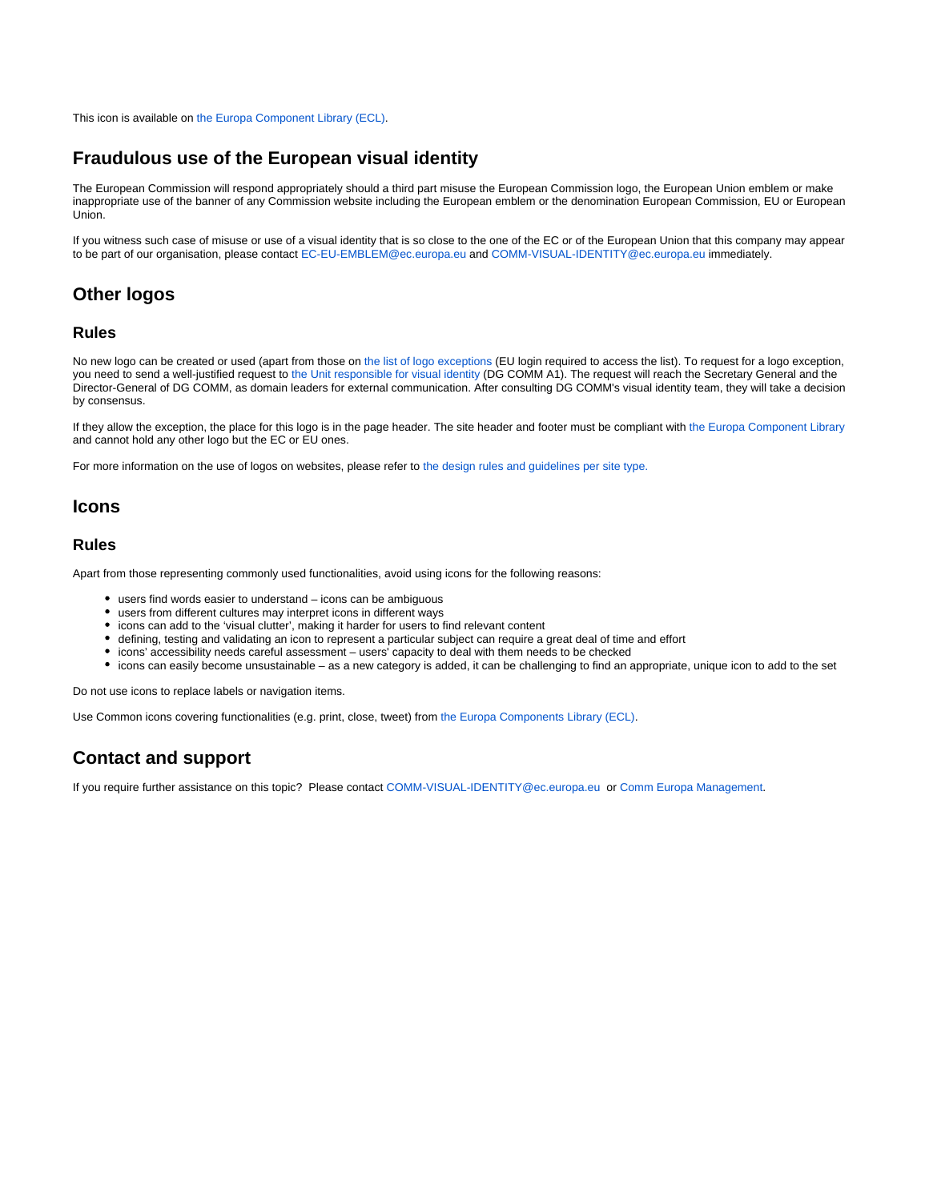This icon is available on the Europa Component Library (ECL).

## Fraudulous use of the European visual identity

The European Commission will respond appropriately should a third part misuse the European Commission logo, the European Union emblem or make inappropriate use of the banner of any Commission website including the European emblem or the denomination European Commission, EU or European Union.

If you witness such case of misuse or use of a visual identity that is so close to the one of the EC or of the European Union that this company may appear to be part of our organisation, please contact EC-EU-EMBLEM@ec.europa.eu and COMM-VISUAL-IDENTITY@ec.europa.eu immediately.

## Other logos

### Rules

No new logo can be created or used (apart from those on the list of logo exceptions (EU login required to access the list). To request for a logo exception, you need to send a well-justified request to the Unit responsible for visual identity (DG COMM A1). The request will reach the Secretary General and the Director-General of DG COMM, as domain leaders for external communication. After consulting DG COMM's visual identity team, they will take a decision by consensus.

If they allow the exception, the place for this logo is in the page header. The site header and footer must be compliant with the Europa Component Library and cannot hold any other logo but the EC or EU ones.

For more information on the use of logos on websites, please refer to the design rules and guidelines per site type.

## Icons

### Rules

Apart from those representing commonly used functionalities, avoid using icons for the following reasons:

- users find words easier to understand – icons can be ambiguous
- users from different cultures may interpret icons in different ways
- icons can add to the 'visual clutter', making it harder for users to find relevant content
- defining, testing and validating an icon to represent a particular subject can require a great deal of time and effort
- icons' accessibility needs careful assessment – users' capacity to deal with them needs to be checked
- icons can easily become unsustainable – as a new category is added, it can be challenging to find an appropriate, unique icon to add to the set

Do not use icons to replace labels or navigation items.

Use Common icons covering functionalities (e.g. print, close, tweet) from the Europa Components Library (ECL).

## Contact and support

If you require further assistance on this topic? Please contact COMM-VISUAL-IDENTITY@ec.europa.eu or Comm Europa Management.